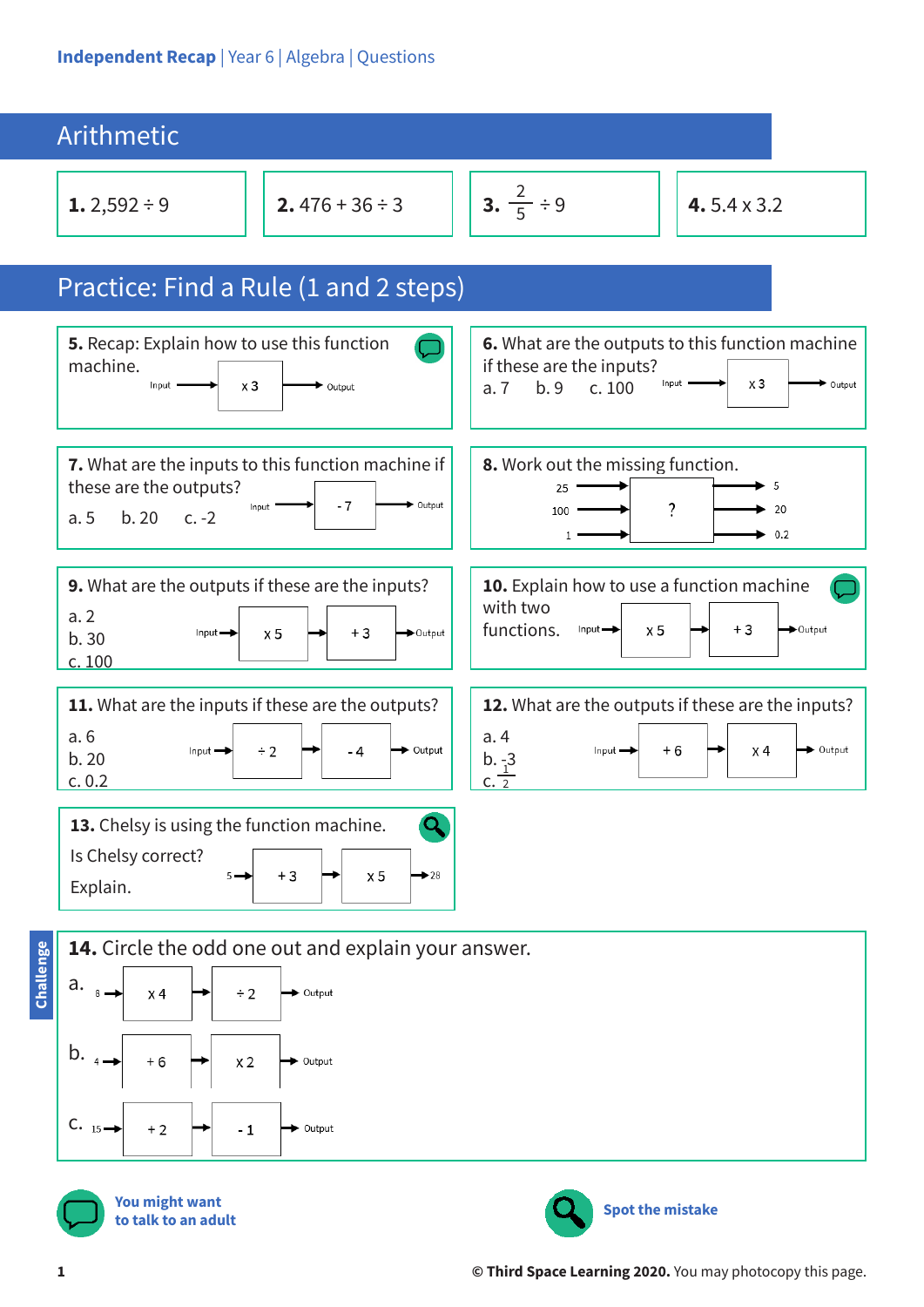Independent Recap | Year 6 | Algebra | Questions

## Arithmetic

**1.** 2,592 ÷ 9

**2.** 476 + 36 ÷ 3

**3.** $\frac{2}{5} \div 9$

**4.** 5.4 x 3.2

## Practice: Find a Rule (1 and 2 steps)

**5.** Recap: Explain how to use this function machine.

Input → x 3 → Output

**6.** What are the outputs to this function machine if these are the inputs?

a. 7 b. 9 c. 100

Input → x 3 → Output

**7.** What are the inputs to this function machine if these are the outputs?

a. 5 b. 20 c. -2

Input → - 7 → Output

**8.** Work out the missing function.

25 → ? → 5

100 → ? → 20

1 → ? → 0.2

**9.** What are the outputs if these are the inputs?

a. 2
b. 30
c. 100

Input → x 5 → + 3 → Output

**10.** Explain how to use a function machine with two functions.

Input → x 5 → + 3 → Output

**11.** What are the inputs if these are the outputs?

a. 6
b. 20
c. 0.2

Input → ÷ 2 → - 4 → Output

**12.** What are the outputs if these are the inputs?

a. 4
b. -3
c. $\frac{1}{2}$

Input → + 6 → x 4 → Output

**13.** Chelsy is using the function machine.

Is Chelsy correct?

Explain.

5 → + 3 → x 5 → 28

**Challenge**

**14.** Circle the odd one out and explain your answer.

a. 8 → x 4 → ÷ 2 → Output

b. 4 → + 6 → x 2 → Output

c. 15 → + 2 → - 1 → Output

You might want to talk to an adult

Spot the mistake

© Third Space Learning 2020. You may photocopy this page.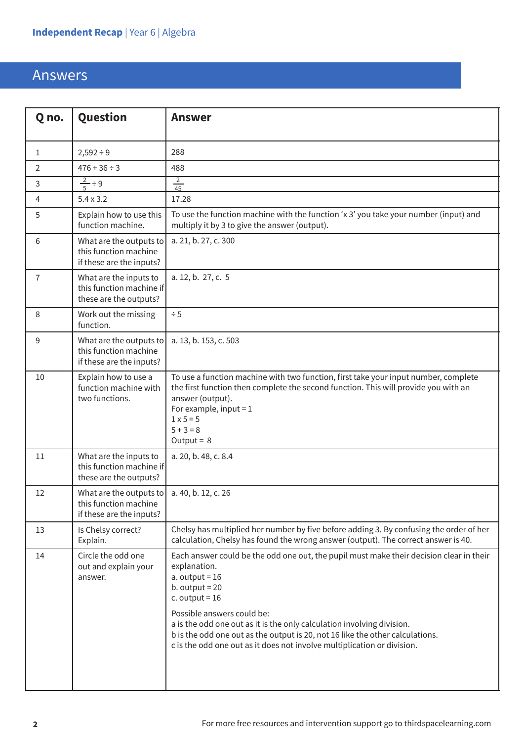# Answers

| Q no. | Question | Answer |
|---|---|---|
| 1 | 2,592 ÷ 9 | 288 |
| 2 | 476 + 36 ÷ 3 | 488 |
| 3 | $\frac{2}{5} \div 9$ | $\frac{2}{45}$ |
| 4 | 5.4 x 3.2 | 17.28 |
| 5 | Explain how to use this function machine. | To use the function machine with the function 'x 3' you take your number (input) and multiply it by 3 to give the answer (output). |
| 6 | What are the outputs to this function machine if these are the inputs? | a. 21, b. 27, c. 300 |
| 7 | What are the inputs to this function machine if these are the outputs? | a. 12, b. 27, c. 5 |
| 8 | Work out the missing function. | ÷ 5 |
| 9 | What are the outputs to this function machine if these are the inputs? | a. 13, b. 153, c. 503 |
| 10 | Explain how to use a function machine with two functions. | To use a function machine with two function, first take your input number, complete the first function then complete the second function. This will provide you with an answer (output).<br>For example, input = 1<br>1 x 5 = 5<br>5 + 3 = 8<br>Output = 8 |
| 11 | What are the inputs to this function machine if these are the outputs? | a. 20, b. 48, c. 8.4 |
| 12 | What are the outputs to this function machine if these are the inputs? | a. 40, b. 12, c. 26 |
| 13 | Is Chelsy correct? Explain. | Chelsy has multiplied her number by five before adding 3. By confusing the order of her calculation, Chelsy has found the wrong answer (output). The correct answer is 40. |
| 14 | Circle the odd one out and explain your answer. | Each answer could be the odd one out, the pupil must make their decision clear in their explanation.<br>a. output = 16<br>b. output = 20<br>c. output = 16<br><br>Possible answers could be:<br>a is the odd one out as it is the only calculation involving division.<br>b is the odd one out as the output is 20, not 16 like the other calculations.<br>c is the odd one out as it does not involve multiplication or division. |